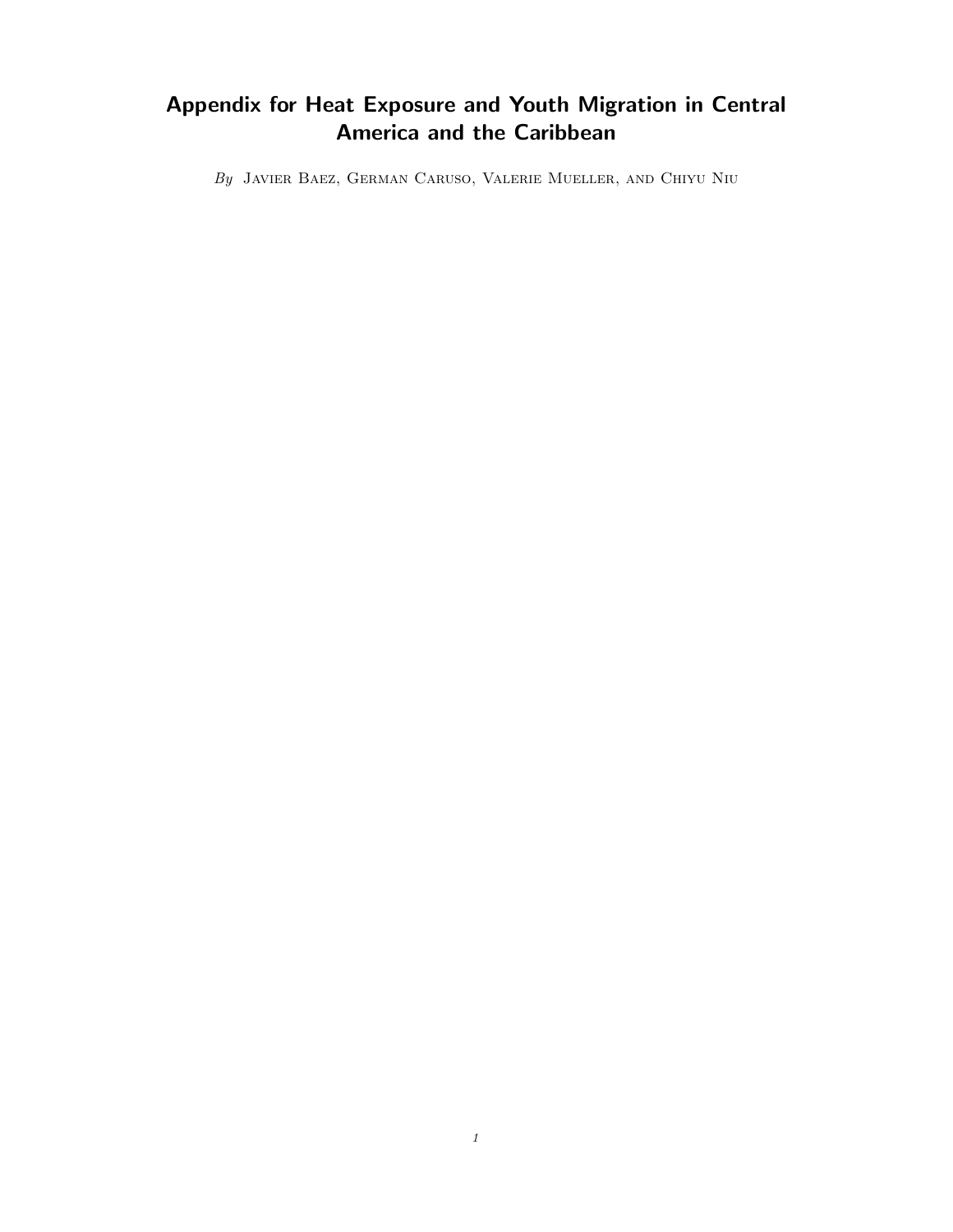# Appendix for Heat Exposure and Youth Migration in Central America and the Caribbean

*By* Javier Baez, German Caruso, Valerie Mueller, and Chiyu Niu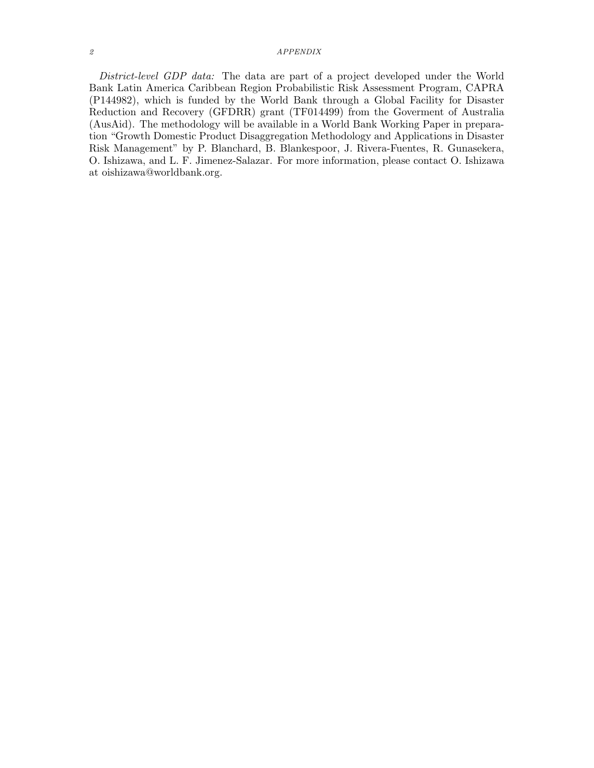*District-level GDP data:* The data are part of a project developed under the World Bank Latin America Caribbean Region Probabilistic Risk Assessment Program, CAPRA (P144982), which is funded by the World Bank through a Global Facility for Disaster Reduction and Recovery (GFDRR) grant (TF014499) from the Goverment of Australia (AusAid). The methodology will be available in a World Bank Working Paper in preparation "Growth Domestic Product Disaggregation Methodology and Applications in Disaster Risk Management" by P. Blanchard, B. Blankespoor, J. Rivera-Fuentes, R. Gunasekera, O. Ishizawa, and L. F. Jimenez-Salazar. For more information, please contact O. Ishizawa at oishizawa@worldbank.org.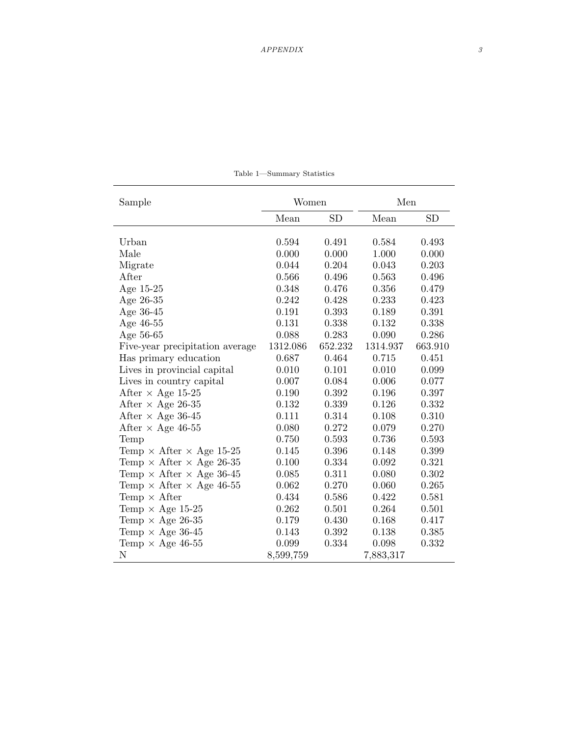Table 1—Summary Statistics

| Sample | Women | | Men | |
|---|---|---|---|---|
| | Mean | SD | Mean | SD |
| Urban | 0.594 | 0.491 | 0.584 | 0.493 |
| Male | 0.000 | 0.000 | 1.000 | 0.000 |
| Migrate | 0.044 | 0.204 | 0.043 | 0.203 |
| After | 0.566 | 0.496 | 0.563 | 0.496 |
| Age 15-25 | 0.348 | 0.476 | 0.356 | 0.479 |
| Age 26-35 | 0.242 | 0.428 | 0.233 | 0.423 |
| Age 36-45 | 0.191 | 0.393 | 0.189 | 0.391 |
| Age 46-55 | 0.131 | 0.338 | 0.132 | 0.338 |
| Age 56-65 | 0.088 | 0.283 | 0.090 | 0.286 |
| Five-year precipitation average | 1312.086 | 652.232 | 1314.937 | 663.910 |
| Has primary education | 0.687 | 0.464 | 0.715 | 0.451 |
| Lives in provincial capital | 0.010 | 0.101 | 0.010 | 0.099 |
| Lives in country capital | 0.007 | 0.084 | 0.006 | 0.077 |
| After × Age 15-25 | 0.190 | 0.392 | 0.196 | 0.397 |
| After × Age 26-35 | 0.132 | 0.339 | 0.126 | 0.332 |
| After × Age 36-45 | 0.111 | 0.314 | 0.108 | 0.310 |
| After × Age 46-55 | 0.080 | 0.272 | 0.079 | 0.270 |
| Temp | 0.750 | 0.593 | 0.736 | 0.593 |
| Temp × After × Age 15-25 | 0.145 | 0.396 | 0.148 | 0.399 |
| Temp × After × Age 26-35 | 0.100 | 0.334 | 0.092 | 0.321 |
| Temp × After × Age 36-45 | 0.085 | 0.311 | 0.080 | 0.302 |
| Temp × After × Age 46-55 | 0.062 | 0.270 | 0.060 | 0.265 |
| Temp × After | 0.434 | 0.586 | 0.422 | 0.581 |
| Temp × Age 15-25 | 0.262 | 0.501 | 0.264 | 0.501 |
| Temp × Age 26-35 | 0.179 | 0.430 | 0.168 | 0.417 |
| Temp × Age 36-45 | 0.143 | 0.392 | 0.138 | 0.385 |
| Temp × Age 46-55 | 0.099 | 0.334 | 0.098 | 0.332 |
| N | 8,599,759 | | 7,883,317 | |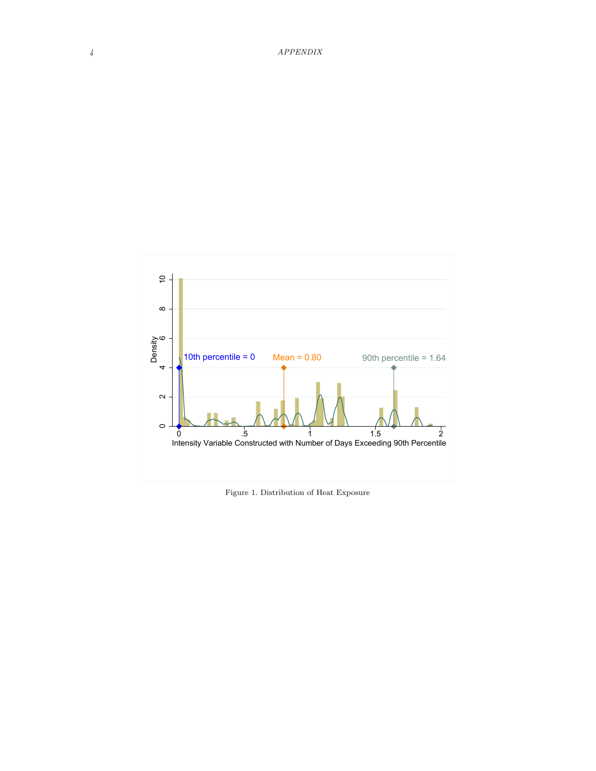Figure 1. Distribution of Heat Exposure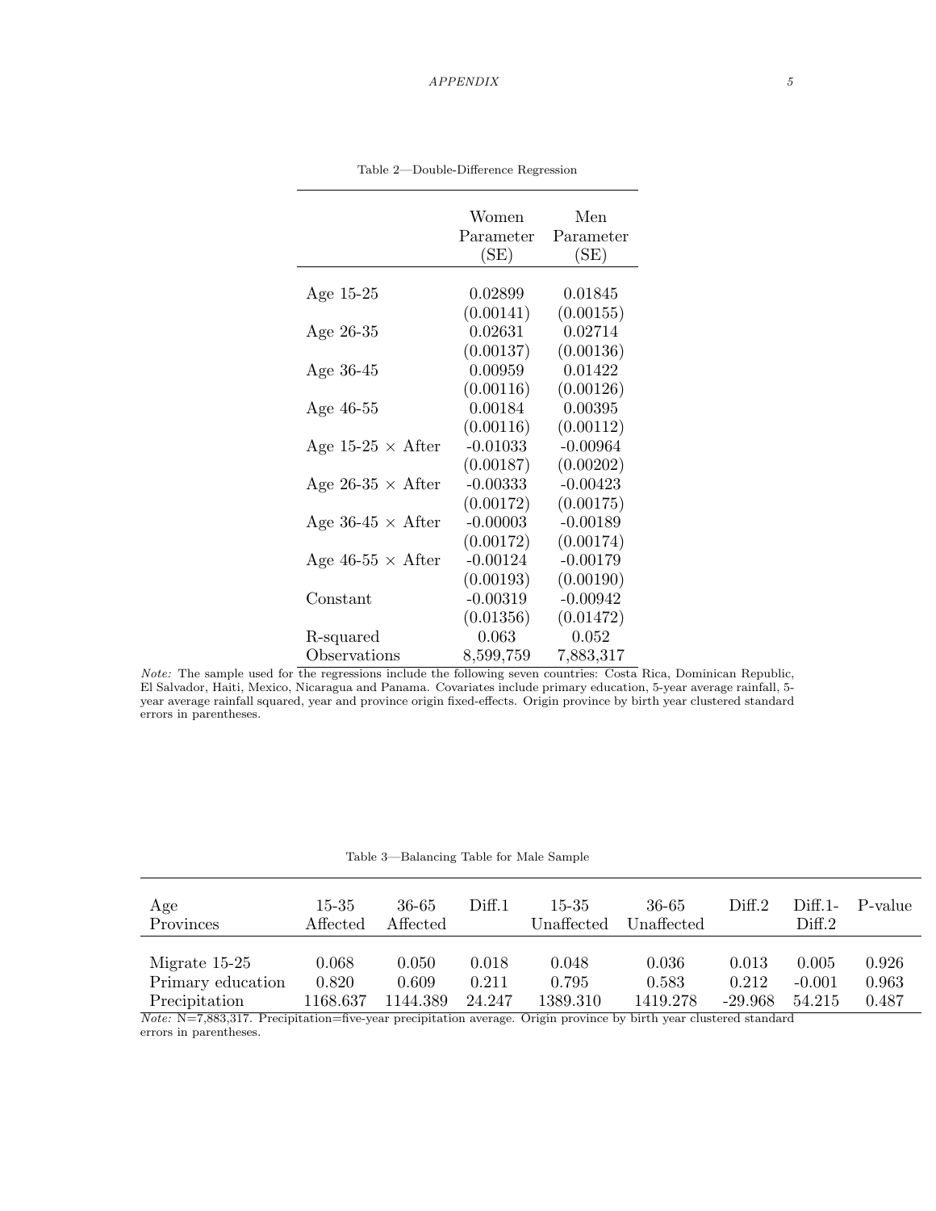Table 2—Double-Difference Regression

| | Women Parameter (SE) | Men Parameter (SE) |
|---|---|---|
| Age 15-25 | 0.02899 | 0.01845 |
| | (0.00141) | (0.00155) |
| Age 26-35 | 0.02631 | 0.02714 |
| | (0.00137) | (0.00136) |
| Age 36-45 | 0.00959 | 0.01422 |
| | (0.00116) | (0.00126) |
| Age 46-55 | 0.00184 | 0.00395 |
| | (0.00116) | (0.00112) |
| Age 15-25 × After | -0.01033 | -0.00964 |
| | (0.00187) | (0.00202) |
| Age 26-35 × After | -0.00333 | -0.00423 |
| | (0.00172) | (0.00175) |
| Age 36-45 × After | -0.00003 | -0.00189 |
| | (0.00172) | (0.00174) |
| Age 46-55 × After | -0.00124 | -0.00179 |
| | (0.00193) | (0.00190) |
| Constant | -0.00319 | -0.00942 |
| | (0.01356) | (0.01472) |
| R-squared | 0.063 | 0.052 |
| Observations | 8,599,759 | 7,883,317 |

*Note:* The sample used for the regressions include the following seven countries: Costa Rica, Dominican Republic, El Salvador, Haiti, Mexico, Nicaragua and Panama. Covariates include primary education, 5-year average rainfall, 5-year average rainfall squared, year and province origin fixed-effects. Origin province by birth year clustered standard errors in parentheses.

Table 3—Balancing Table for Male Sample

| Age Provinces | 15-35 Affected | 36-65 Affected | Diff.1 | 15-35 Unaffected | 36-65 Unaffected | Diff.2 | Diff.1-Diff.2 | P-value |
|---|---|---|---|---|---|---|---|---|
| Migrate 15-25 | 0.068 | 0.050 | 0.018 | 0.048 | 0.036 | 0.013 | 0.005 | 0.926 |
| Primary education | 0.820 | 0.609 | 0.211 | 0.795 | 0.583 | 0.212 | -0.001 | 0.963 |
| Precipitation | 1168.637 | 1144.389 | 24.247 | 1389.310 | 1419.278 | -29.968 | 54.215 | 0.487 |

*Note:* N=7,883,317. Precipitation=five-year precipitation average. Origin province by birth year clustered standard errors in parentheses.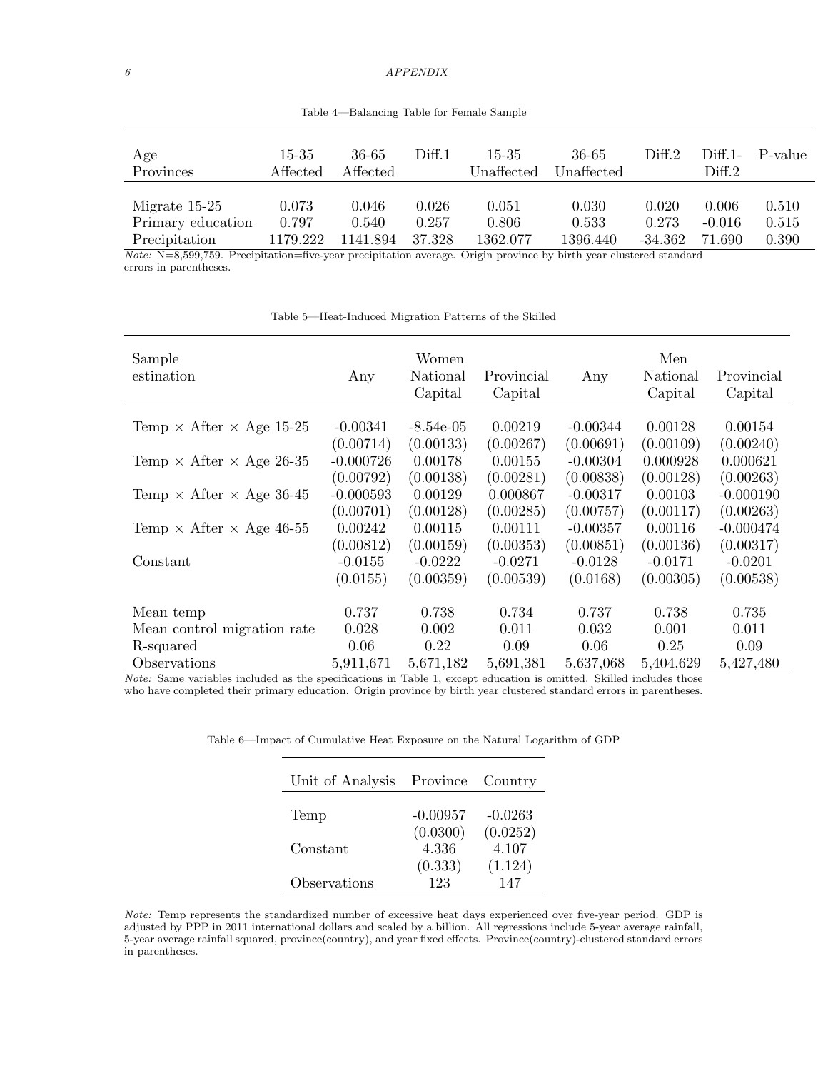Table 4—Balancing Table for Female Sample

| Age<br>Provinces | 15-35<br>Affected | 36-65<br>Affected | Diff.1 | 15-35<br>Unaffected | 36-65<br>Unaffected | Diff.2 | Diff.1-<br>Diff.2 | P-value |
|---|---|---|---|---|---|---|---|---|
| Migrate 15-25 | 0.073 | 0.046 | 0.026 | 0.051 | 0.030 | 0.020 | 0.006 | 0.510 |
| Primary education | 0.797 | 0.540 | 0.257 | 0.806 | 0.533 | 0.273 | -0.016 | 0.515 |
| Precipitation | 1179.222 | 1141.894 | 37.328 | 1362.077 | 1396.440 | -34.362 | 71.690 | 0.390 |

*Note:* N=8,599,759. Precipitation=five-year precipitation average. Origin province by birth year clustered standard errors in parentheses.

Table 5—Heat-Induced Migration Patterns of the Skilled

| Sample<br>estination | Any | Women<br>National<br>Capital | Provincial<br>Capital | Any | Men<br>National<br>Capital | Provincial<br>Capital |
|---|---|---|---|---|---|---|
| Temp × After × Age 15-25 | -0.00341 | -8.54e-05 | 0.00219 | -0.00344 | 0.00128 | 0.00154 |
| | (0.00714) | (0.00133) | (0.00267) | (0.00691) | (0.00109) | (0.00240) |
| Temp × After × Age 26-35 | -0.000726 | 0.00178 | 0.00155 | -0.00304 | 0.000928 | 0.000621 |
| | (0.00792) | (0.00138) | (0.00281) | (0.00838) | (0.00128) | (0.00263) |
| Temp × After × Age 36-45 | -0.000593 | 0.00129 | 0.000867 | -0.00317 | 0.00103 | -0.000190 |
| | (0.00701) | (0.00128) | (0.00285) | (0.00757) | (0.00117) | (0.00263) |
| Temp × After × Age 46-55 | 0.00242 | 0.00115 | 0.00111 | -0.00357 | 0.00116 | -0.000474 |
| | (0.00812) | (0.00159) | (0.00353) | (0.00851) | (0.00136) | (0.00317) |
| Constant | -0.0155 | -0.0222 | -0.0271 | -0.0128 | -0.0171 | -0.0201 |
| | (0.0155) | (0.00359) | (0.00539) | (0.0168) | (0.00305) | (0.00538) |
| Mean temp | 0.737 | 0.738 | 0.734 | 0.737 | 0.738 | 0.735 |
| Mean control migration rate | 0.028 | 0.002 | 0.011 | 0.032 | 0.001 | 0.011 |
| R-squared | 0.06 | 0.22 | 0.09 | 0.06 | 0.25 | 0.09 |
| Observations | 5,911,671 | 5,671,182 | 5,691,381 | 5,637,068 | 5,404,629 | 5,427,480 |

*Note:* Same variables included as the specifications in Table 1, except education is omitted. Skilled includes those who have completed their primary education. Origin province by birth year clustered standard errors in parentheses.

Table 6—Impact of Cumulative Heat Exposure on the Natural Logarithm of GDP

| Unit of Analysis | Province | Country |
|---|---|---|
| Temp | -0.00957 | -0.0263 |
| | (0.0300) | (0.0252) |
| Constant | 4.336 | 4.107 |
| | (0.333) | (1.124) |
| Observations | 123 | 147 |

*Note:* Temp represents the standardized number of excessive heat days experienced over five-year period. GDP is adjusted by PPP in 2011 international dollars and scaled by a billion. All regressions include 5-year average rainfall, 5-year average rainfall squared, province(country), and year fixed effects. Province(country)-clustered standard errors in parentheses.